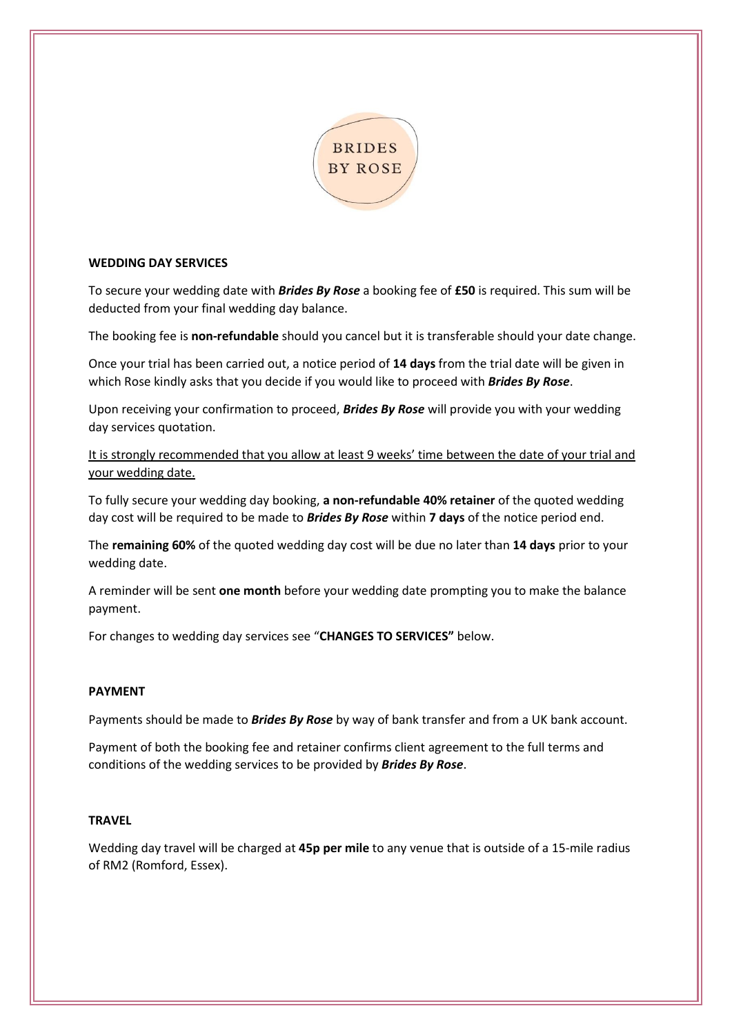BRIDES
BY ROSE

## WEDDING DAY SERVICES

To secure your wedding date with ***Brides By Rose*** a booking fee of **£50** is required. This sum will be deducted from your final wedding day balance.

The booking fee is **non-refundable** should you cancel but it is transferable should your date change.

Once your trial has been carried out, a notice period of **14 days** from the trial date will be given in which Rose kindly asks that you decide if you would like to proceed with ***Brides By Rose***.

Upon receiving your confirmation to proceed, ***Brides By Rose*** will provide you with your wedding day services quotation.

<u>It is strongly recommended that you allow at least 9 weeks' time between the date of your trial and your wedding date.</u>

To fully secure your wedding day booking, **a non-refundable 40% retainer** of the quoted wedding day cost will be required to be made to ***Brides By Rose*** within **7 days** of the notice period end.

The **remaining 60%** of the quoted wedding day cost will be due no later than **14 days** prior to your wedding date.

A reminder will be sent **one month** before your wedding date prompting you to make the balance payment.

For changes to wedding day services see "**CHANGES TO SERVICES"** below.

## PAYMENT

Payments should be made to ***Brides By Rose*** by way of bank transfer and from a UK bank account.

Payment of both the booking fee and retainer confirms client agreement to the full terms and conditions of the wedding services to be provided by ***Brides By Rose***.

## TRAVEL

Wedding day travel will be charged at **45p per mile** to any venue that is outside of a 15-mile radius of RM2 (Romford, Essex).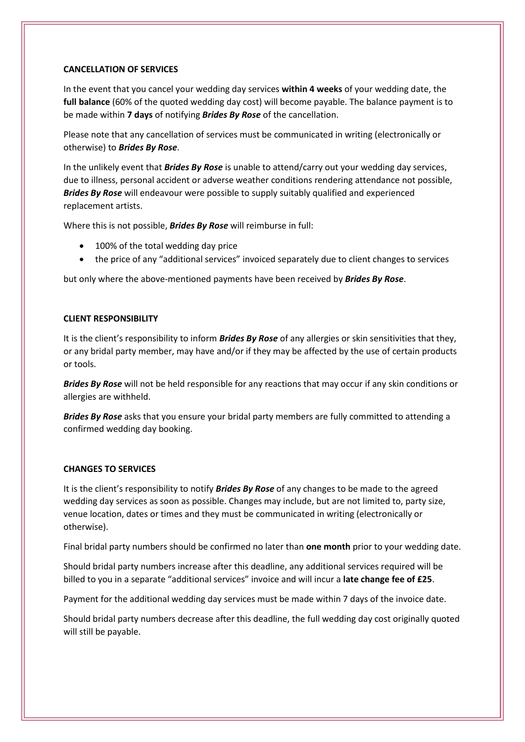## CANCELLATION OF SERVICES

In the event that you cancel your wedding day services **within 4 weeks** of your wedding date, the **full balance** (60% of the quoted wedding day cost) will become payable. The balance payment is to be made within **7 days** of notifying ***Brides By Rose*** of the cancellation.

Please note that any cancellation of services must be communicated in writing (electronically or otherwise) to ***Brides By Rose***.

In the unlikely event that ***Brides By Rose*** is unable to attend/carry out your wedding day services, due to illness, personal accident or adverse weather conditions rendering attendance not possible, ***Brides By Rose*** will endeavour were possible to supply suitably qualified and experienced replacement artists.

Where this is not possible, ***Brides By Rose*** will reimburse in full:

- 100% of the total wedding day price
- the price of any "additional services" invoiced separately due to client changes to services

but only where the above-mentioned payments have been received by ***Brides By Rose***.

## CLIENT RESPONSIBILITY

It is the client's responsibility to inform ***Brides By Rose*** of any allergies or skin sensitivities that they, or any bridal party member, may have and/or if they may be affected by the use of certain products or tools.

***Brides By Rose*** will not be held responsible for any reactions that may occur if any skin conditions or allergies are withheld.

***Brides By Rose*** asks that you ensure your bridal party members are fully committed to attending a confirmed wedding day booking.

## CHANGES TO SERVICES

It is the client's responsibility to notify ***Brides By Rose*** of any changes to be made to the agreed wedding day services as soon as possible. Changes may include, but are not limited to, party size, venue location, dates or times and they must be communicated in writing (electronically or otherwise).

Final bridal party numbers should be confirmed no later than **one month** prior to your wedding date.

Should bridal party numbers increase after this deadline, any additional services required will be billed to you in a separate "additional services" invoice and will incur a **late change fee of £25**.

Payment for the additional wedding day services must be made within 7 days of the invoice date.

Should bridal party numbers decrease after this deadline, the full wedding day cost originally quoted will still be payable.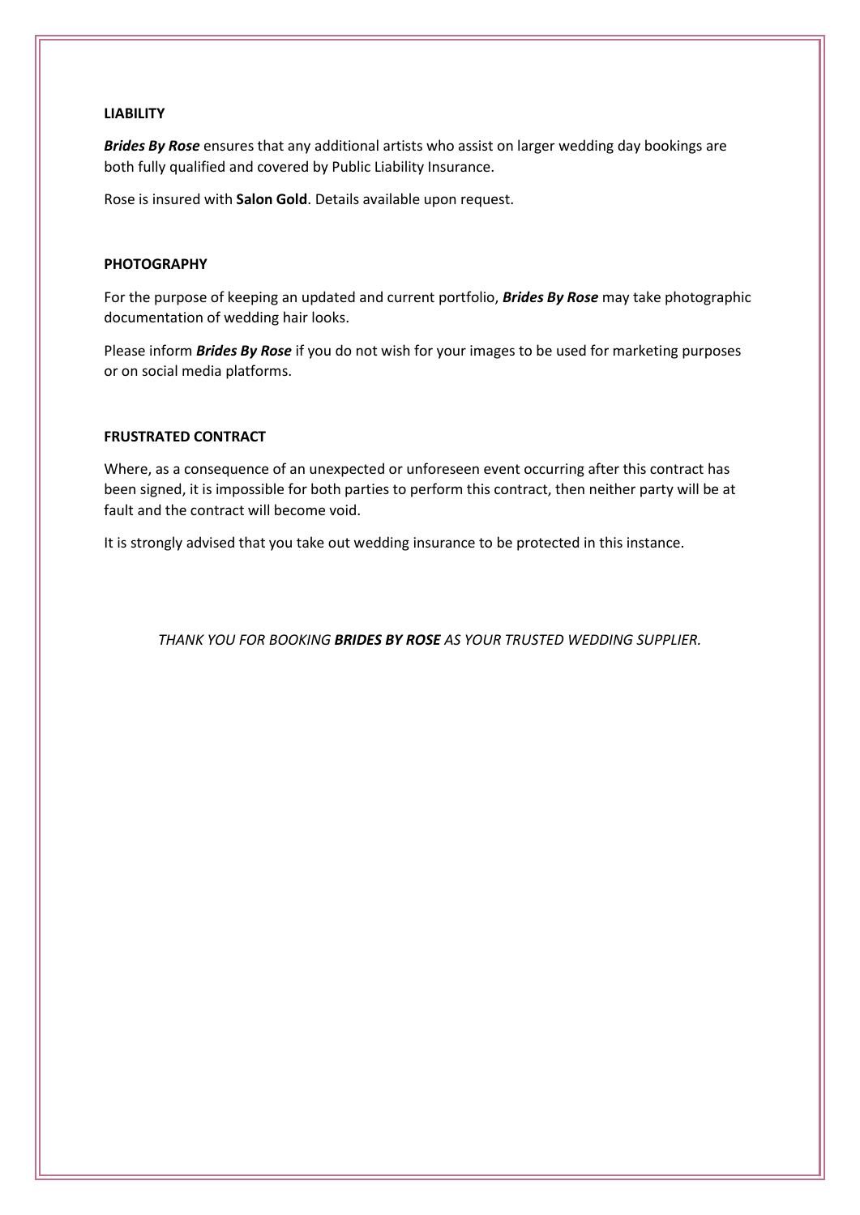**LIABILITY**

***Brides By Rose*** ensures that any additional artists who assist on larger wedding day bookings are both fully qualified and covered by Public Liability Insurance.

Rose is insured with **Salon Gold**. Details available upon request.

**PHOTOGRAPHY**

For the purpose of keeping an updated and current portfolio, ***Brides By Rose*** may take photographic documentation of wedding hair looks.

Please inform ***Brides By Rose*** if you do not wish for your images to be used for marketing purposes or on social media platforms.

**FRUSTRATED CONTRACT**

Where, as a consequence of an unexpected or unforeseen event occurring after this contract has been signed, it is impossible for both parties to perform this contract, then neither party will be at fault and the contract will become void.

It is strongly advised that you take out wedding insurance to be protected in this instance.

*THANK YOU FOR BOOKING **BRIDES BY ROSE** AS YOUR TRUSTED WEDDING SUPPLIER.*